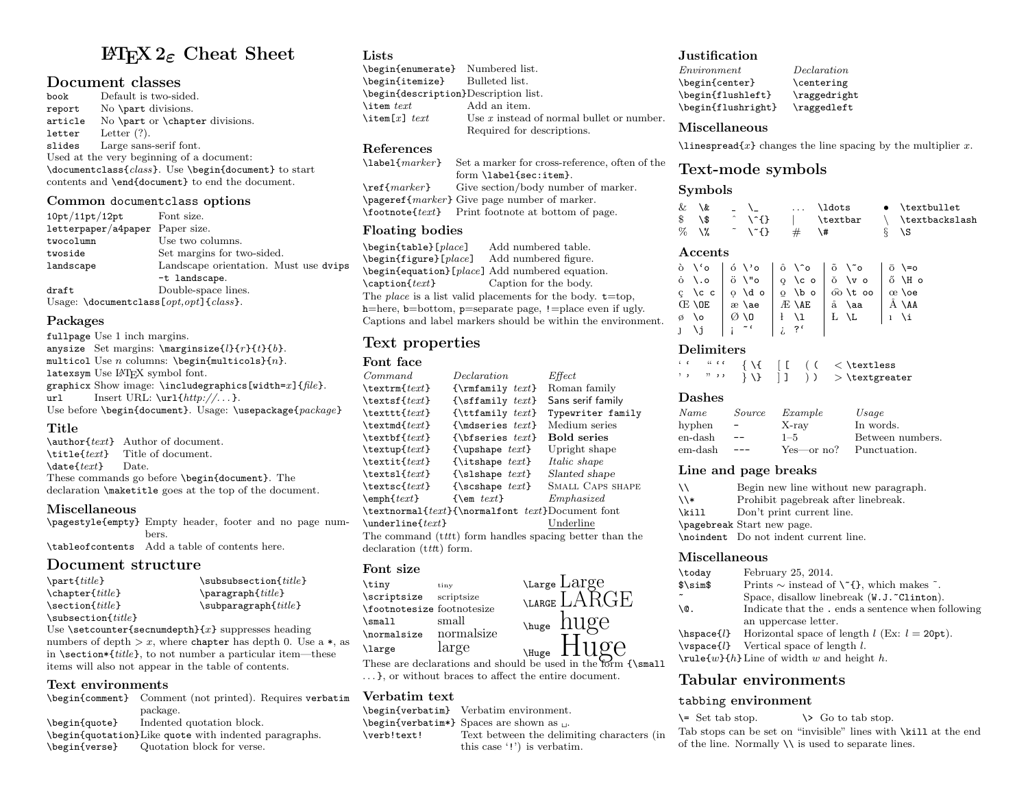# LaTeX 2ε Cheat Sheet

## Document classes

| | |
|---|---|
| `book` | Default is two-sided. |
| `report` | No `\part` divisions. |
| `article` | No `\part` or `\chapter` divisions. |
| `letter` | Letter (?). |
| `slides` | Large sans-serif font. |

Used at the very beginning of a document: `\documentclass{`*class*`}`. Use `\begin{document}` to start contents and `\end{document}` to end the document.

### Common `documentclass` options

| | |
|---|---|
| `10pt/11pt/12pt` | Font size. |
| `letterpaper/a4paper` | Paper size. |
| `twocolumn` | Use two columns. |
| `twoside` | Set margins for two-sided. |
| `landscape` | Landscape orientation. Must use `dvips -t landscape`. |
| `draft` | Double-space lines. |

Usage: `\documentclass[`*opt,opt*`]{`*class*`}`.

### Packages

| | |
|---|---|
| `fullpage` | Use 1 inch margins. |
| `anysize` | Set margins: `\marginsize{`*l*`}{`*r*`}{`*t*`}{`*b*`}`. |
| `multicol` | Use *n* columns: `\begin{multicols}{`*n*`}`. |
| `latexsym` | Use LaTeX symbol font. |
| `graphicx` | Show image: `\includegraphics[width=`*x*`]{`*file*`}`. |
| `url` | Insert URL: `\url{`*http://...*`}`. |

Use before `\begin{document}`. Usage: `\usepackage{`*package*`}`

### Title

| | |
|---|---|
| `\author{`*text*`}` | Author of document. |
| `\title{`*text*`}` | Title of document. |
| `\date{`*text*`}` | Date. |

These commands go before `\begin{document}`. The declaration `\maketitle` goes at the top of the document.

### Miscellaneous

| | |
|---|---|
| `\pagestyle{empty}` | Empty header, footer and no page numbers. |
| `\tableofcontents` | Add a table of contents here. |

## Document structure

| | |
|---|---|
| `\part{`*title*`}` | `\subsubsection{`*title*`}` |
| `\chapter{`*title*`}` | `\paragraph{`*title*`}` |
| `\section{`*title*`}` | `\subparagraph{`*title*`}` |
| `\subsection{`*title*`}` | |

Use `\setcounter{secnumdepth}{`*x*`}` suppresses heading numbers of depth $> x$, where `chapter` has depth 0. Use a `*`, as in `\section*{`*title*`}`, to not number a particular item—these items will also not appear in the table of contents.

### Text environments

| | |
|---|---|
| `\begin{comment}` | Comment (not printed). Requires `verbatim` package. |
| `\begin{quote}` | Indented quotation block. |
| `\begin{quotation}` | Like `quote` with indented paragraphs. |
| `\begin{verse}` | Quotation block for verse. |

### Lists

| | |
|---|---|
| `\begin{enumerate}` | Numbered list. |
| `\begin{itemize}` | Bulleted list. |
| `\begin{description}` | Description list. |
| `\item` *text* | Add an item. |
| `\item[`*x*`]` *text* | Use *x* instead of normal bullet or number. Required for descriptions. |

### References

| | |
|---|---|
| `\label{`*marker*`}` | Set a marker for cross-reference, often of the form `\label{sec:item}`. |
| `\ref{`*marker*`}` | Give section/body number of marker. |
| `\pageref{`*marker*`}` | Give page number of marker. |
| `\footnote{`*text*`}` | Print footnote at bottom of page. |

### Floating bodies

| | |
|---|---|
| `\begin{table}[`*place*`]` | Add numbered table. |
| `\begin{figure}[`*place*`]` | Add numbered figure. |
| `\begin{equation}[`*place*`]` | Add numbered equation. |
| `\caption{`*text*`}` | Caption for the body. |

The *place* is a list valid placements for the body. `t`=top, `h`=here, `b`=bottom, `p`=separate page, `!`=place even if ugly. Captions and label markers should be within the environment.

## Text properties

### Font face

| *Command* | *Declaration* | *Effect* |
|---|---|---|
| `\textrm{`*text*`}` | `{\rmfamily` *text*`}` | Roman family |
| `\textsf{`*text*`}` | `{\sffamily` *text*`}` | Sans serif family |
| `\texttt{`*text*`}` | `{\ttfamily` *text*`}` | Typewriter family |
| `\textmd{`*text*`}` | `{\mdseries` *text*`}` | Medium series |
| `\textbf{`*text*`}` | `{\bfseries` *text*`}` | **Bold series** |
| `\textup{`*text*`}` | `{\upshape` *text*`}` | Upright shape |
| `\textit{`*text*`}` | `{\itshape` *text*`}` | *Italic shape* |
| `\textsl{`*text*`}` | `{\slshape` *text*`}` | *Slanted shape* |
| `\textsc{`*text*`}` | `{\scshape` *text*`}` | SMALL CAPS SHAPE |
| `\emph{`*text*`}` | `{\em` *text*`}` | *Emphasized* |
| `\textnormal{`*text*`}` | `{\normalfont` *text*`}` | Document font |
| `\underline{`*text*`}` | | Underline |

The command (`\tttt`) form handles spacing better than the declaration (`\tttt`) form.

### Font size

| | | | |
|---|---|---|---|
| `\tiny` | tiny | `\Large` | Large |
| `\scriptsize` | scriptsize | `\LARGE` | LARGE |
| `\footnotesize` | footnotesize | `\huge` | huge |
| `\small` | small | `\Huge` | Huge |
| `\normalsize` | normalsize | | |
| `\large` | large | | |

These are declarations and should be used in the form `{\small ...}`, or without braces to affect the entire document.

### Verbatim text

| | |
|---|---|
| `\begin{verbatim}` | Verbatim environment. |
| `\begin{verbatim*}` | Spaces are shown as ␣. |
| `\verb!text!` | Text between the delimiting characters (in this case '`!`') is verbatim. |

### Justification

| *Environment* | *Declaration* |
|---|---|
| `\begin{center}` | `\centering` |
| `\begin{flushleft}` | `\raggedright` |
| `\begin{flushright}` | `\raggedleft` |

### Miscellaneous

`\linespread{`*x*`}` changes the line spacing by the multiplier *x*.

## Text-mode symbols

### Symbols

| | | | | | | | |
|---|---|---|---|---|---|---|---|
| & | `\&` | _ | `\_` | ... | `\ldots` | • | `\textbullet` |
| $ | `\$` | ˆ | `\^{}` | \| | `\textbar` | \ | `\textbackslash` |
| % | `\%` | ˜ | `\~{}` | # | `\#` | § | `\S` |

### Accents

| | | | | | | | | | |
|---|---|---|---|---|---|---|---|---|---|
| ò | `` \`o `` | ó | `\'o` | ô | `\^o` | õ | `\~o` | ō | `\=o` |
| ȯ | `\.o` | ö | `\"o` | o̧ | `\c o` | ǒ | `\v o` | ő | `\H o` |
| ç | `\c c` | ọ | `\d o` | o̱ | `\b o` | o͡o | `\t oo` | œ | `\oe` |
| Œ | `\OE` | æ | `\ae` | Æ | `\AE` | å | `\aa` | Å | `\AA` |
| ø | `\o` | Ø | `\O` | ł | `\l` | Ł | `\L` | ı | `\i` |
| ȷ | `\j` | ¡ | `` !` `` | ¿ | `` ?` `` | | | | |

### Delimiters

| | | | | | | | | | | | | | |
|---|---|---|---|---|---|---|---|---|---|---|---|---|---|
| ' | `` ` `` | " | ` `` ` | { | `\{` | [ | `[` | ( | `(` | < | `\textless` | | |
| ' | `'` | " | `''` | } | `\}` | ] | `]` | ) | `)` | > | `\textgreater` | | |

### Dashes

| *Name* | *Source* | *Example* | *Usage* |
|---|---|---|---|
| hyphen | `-` | X-ray | In words. |
| en-dash | `--` | 1–5 | Between numbers. |
| em-dash | `---` | Yes—or no? | Punctuation. |

### Line and page breaks

| | |
|---|---|
| `\\` | Begin new line without new paragraph. |
| `\\*` | Prohibit pagebreak after linebreak. |
| `\kill` | Don't print current line. |
| `\pagebreak` | Start new page. |
| `\noindent` | Do not indent current line. |

### Miscellaneous

| | |
|---|---|
| `\today` | February 25, 2014. |
| `$\sim$` | Prints ∼ instead of `\~{}`, which makes ˜. |
| `~` | Space, disallow linebreak (`W.J.~Clinton`). |
| `\@.` | Indicate that the `.` ends a sentence when following an uppercase letter. |
| `\hspace{`*l*`}` | Horizontal space of length *l* (Ex: $l =$ `20pt`). |
| `\vspace{`*l*`}` | Vertical space of length *l*. |
| `\rule{`*w*`}{`*h*`}` | Line of width *w* and height *h*. |

## Tabular environments

### `tabbing` environment

`\=` Set tab stop. `\>` Go to tab stop.

Tab stops can be set on "invisible" lines with `\kill` at the end of the line. Normally `\\` is used to separate lines.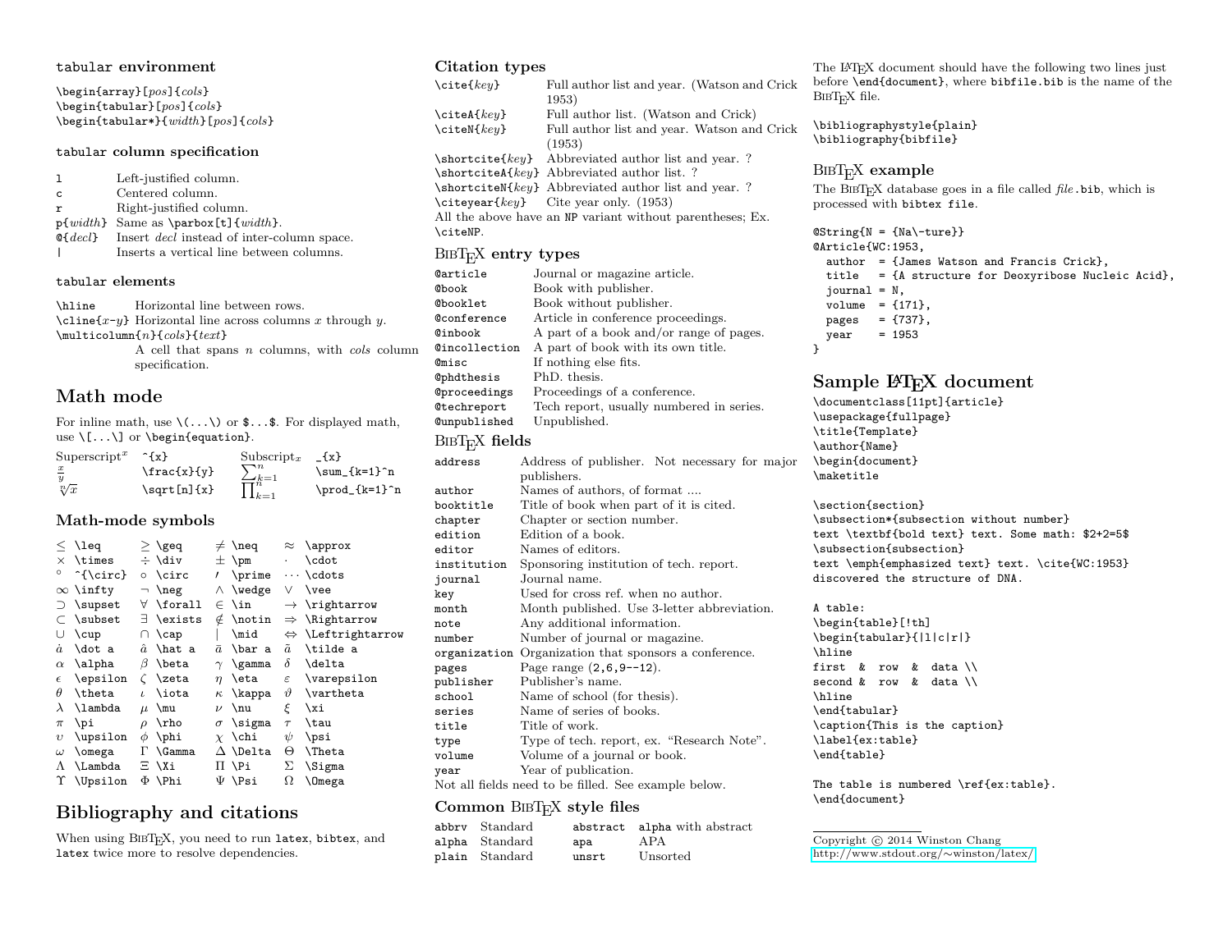### `tabular` environment

```
\begin{array}[pos]{cols}
\begin{tabular}[pos]{cols}
\begin{tabular*}{width}[pos]{cols}
```

### `tabular` column specification

| | |
|---|---|
| `l` | Left-justified column. |
| `c` | Centered column. |
| `r` | Right-justified column. |
| `p{width}` | Same as `\parbox[t]{width}`. |
| `@{decl}` | Insert *decl* instead of inter-column space. |
| `|` | Inserts a vertical line between columns. |

### `tabular` elements

| | |
|---|---|
| `\hline` | Horizontal line between rows. |
| `\cline{x-y}` | Horizontal line across columns $x$ through $y$. |
| `\multicolumn{n}{cols}{text}` | A cell that spans $n$ columns, with *cols* column specification. |

## Math mode

For inline math, use `\(...\)` or `$...$`. For displayed math, use `\[...\]` or `\begin{equation}`.

| | | | |
|---|---|---|---|
| Superscript$^x$ | `^{x}` | Subscript$_x$ | `_{x}` |
| $\frac{x}{y}$ | `\frac{x}{y}` | $\sum_{k=1}^n$ | `\sum_{k=1}^n` |
| $\sqrt[n]{x}$ | `\sqrt[n]{x}` | $\prod_{k=1}^n$ | `\prod_{k=1}^n` |

## Math-mode symbols

| | | | | | | | |
|---|---|---|---|---|---|---|---|
| $\leq$ | `\leq` | $\geq$ | `\geq` | $\neq$ | `\neq` | $\approx$ | `\approx` |
| $\times$ | `\times` | $\div$ | `\div` | $\pm$ | `\pm` | $\cdot$ | `\cdot` |
| $^{\circ}$ | `^{\circ}` | $\circ$ | `\circ` | $\prime$ | `\prime` | $\cdots$ | `\cdots` |
| $\infty$ | `\infty` | $\neg$ | `\neg` | $\wedge$ | `\wedge` | $\vee$ | `\vee` |
| $\supset$ | `\supset` | $\forall$ | `\forall` | $\in$ | `\in` | $\rightarrow$ | `\rightarrow` |
| $\subset$ | `\subset` | $\exists$ | `\exists` | $\notin$ | `\notin` | $\Rightarrow$ | `\Rightarrow` |
| $\cup$ | `\cup` | $\cap$ | `\cap` | $\mid$ | `\mid` | $\Leftrightarrow$ | `\Leftrightarrow` |
| $\dot a$ | `\dot a` | $\hat a$ | `\hat a` | $\bar a$ | `\bar a` | $\tilde a$ | `\tilde a` |
| $\alpha$ | `\alpha` | $\beta$ | `\beta` | $\gamma$ | `\gamma` | $\delta$ | `\delta` |
| $\epsilon$ | `\epsilon` | $\zeta$ | `\zeta` | $\eta$ | `\eta` | $\varepsilon$ | `\varepsilon` |
| $\theta$ | `\theta` | $\iota$ | `\iota` | $\kappa$ | `\kappa` | $\vartheta$ | `\vartheta` |
| $\lambda$ | `\lambda` | $\mu$ | `\mu` | $\nu$ | `\nu` | $\xi$ | `\xi` |
| $\pi$ | `\pi` | $\rho$ | `\rho` | $\sigma$ | `\sigma` | $\tau$ | `\tau` |
| $\upsilon$ | `\upsilon` | $\phi$ | `\phi` | $\chi$ | `\chi` | $\psi$ | `\psi` |
| $\omega$ | `\omega` | $\Gamma$ | `\Gamma` | $\Delta$ | `\Delta` | $\Theta$ | `\Theta` |
| $\Lambda$ | `\Lambda` | $\Xi$ | `\Xi` | $\Pi$ | `\Pi` | $\Sigma$ | `\Sigma` |
| $\Upsilon$ | `\Upsilon` | $\Phi$ | `\Phi` | $\Psi$ | `\Psi` | $\Omega$ | `\Omega` |

## Bibliography and citations

When using BIBTEX, you need to run `latex`, `bibtex`, and `latex` twice more to resolve dependencies.

### Citation types

| | |
|---|---|
| `\cite{key}` | Full author list and year. (Watson and Crick 1953) |
| `\citeA{key}` | Full author list. (Watson and Crick) |
| `\citeN{key}` | Full author list and year. Watson and Crick (1953) |
| `\shortcite{key}` | Abbreviated author list and year. ? |
| `\shortciteA{key}` | Abbreviated author list. ? |
| `\shortciteN{key}` | Abbreviated author list and year. ? |
| `\citeyear{key}` | Cite year only. (1953) |

All the above have an `NP` variant without parentheses; Ex. `\citeNP`.

### BIBTEX entry types

| | |
|---|---|
| `@article` | Journal or magazine article. |
| `@book` | Book with publisher. |
| `@booklet` | Book without publisher. |
| `@conference` | Article in conference proceedings. |
| `@inbook` | A part of a book and/or range of pages. |
| `@incollection` | A part of book with its own title. |
| `@misc` | If nothing else fits. |
| `@phdthesis` | PhD. thesis. |
| `@proceedings` | Proceedings of a conference. |
| `@techreport` | Tech report, usually numbered in series. |
| `@unpublished` | Unpublished. |

### BIBTEX fields

| | |
|---|---|
| `address` | Address of publisher. Not necessary for major publishers. |
| `author` | Names of authors, of format .... |
| `booktitle` | Title of book when part of it is cited. |
| `chapter` | Chapter or section number. |
| `edition` | Edition of a book. |
| `editor` | Names of editors. |
| `institution` | Sponsoring institution of tech. report. |
| `journal` | Journal name. |
| `key` | Used for cross ref. when no author. |
| `month` | Month published. Use 3-letter abbreviation. |
| `note` | Any additional information. |
| `number` | Number of journal or magazine. |
| `organization` | Organization that sponsors a conference. |
| `pages` | Page range (2,6,9--12). |
| `publisher` | Publisher's name. |
| `school` | Name of school (for thesis). |
| `series` | Name of series of books. |
| `title` | Title of work. |
| `type` | Type of tech. report, ex. "Research Note". |
| `volume` | Volume of a journal or book. |
| `year` | Year of publication. |

Not all fields need to be filled. See example below.

### Common BIBTEX style files

| | | | |
|---|---|---|---|
| `abbrv` | Standard | `abstract` | `alpha` with abstract |
| `alpha` | Standard | `apa` | APA |
| `plain` | Standard | `unsrt` | Unsorted |

The LATEX document should have the following two lines just before `\end{document}`, where `bibfile.bib` is the name of the BIBTEX file.

```
\bibliographystyle{plain}
\bibliography{bibfile}
```

### BIBTEX example

The BIBTEX database goes in a file called *file*`.bib`, which is processed with `bibtex file`.

```
@String{N = {Na\-ture}}
@Article{WC:1953,
  author  = {James Watson and Francis Crick},
  title   = {A structure for Deoxyribose Nucleic Acid},
  journal = N,
  volume  = {171},
  pages   = {737},
  year    = 1953
}
```

## Sample LATEX document

```
\documentclass[11pt]{article}
\usepackage{fullpage}
\title{Template}
\author{Name}
\begin{document}
\maketitle

\section{section}
\subsection*{subsection without number}
text \textbf{bold text} text. Some math: $2+2=5$
\subsection{subsection}
text \emph{emphasized text} text. \cite{WC:1953}
discovered the structure of DNA.

A table:
\begin{table}[!th]
\begin{tabular}{|l|c|r|}
\hline
first  &  row  &  data \\
second &  row  &  data \\
\hline
\end{tabular}
\caption{This is the caption}
\label{ex:table}
\end{table}

The table is numbered \ref{ex:table}.
\end{document}
```

---

Copyright © 2014 Winston Chang
http://www.stdout.org/∼winston/latex/